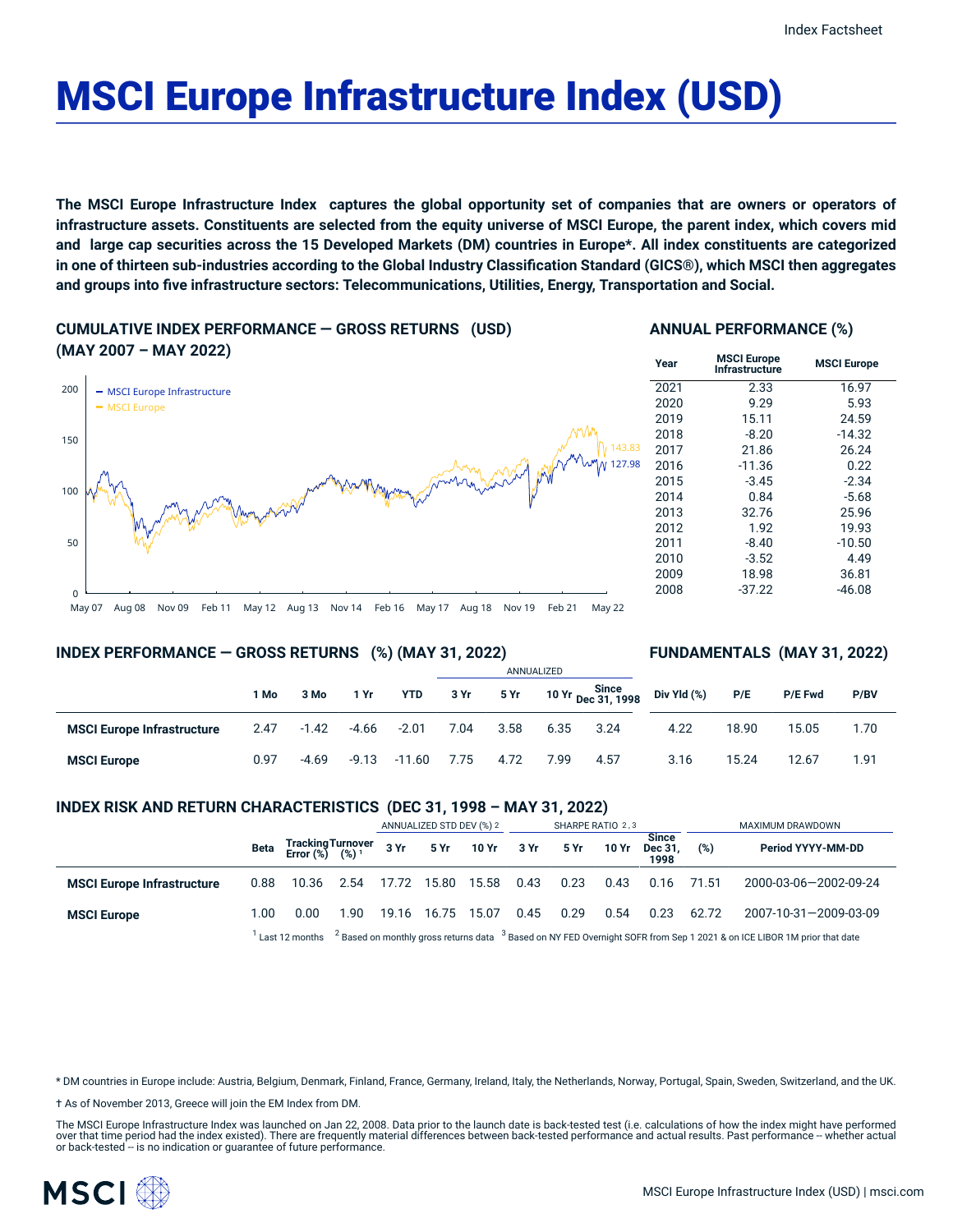Index Factsheet

# MSCI Europe Infrastructure Index (USD)

**The MSCI Europe Infrastructure Index captures the global opportunity set of companies that are owners or operators of infrastructure assets. Constituents are selected from the equity universe of MSCI Europe, the parent index, which covers mid and large cap securities across the 15 Developed Markets (DM) countries in Europe*. All index constituents are categorized in one of thirteen sub-industries according to the Global Industry Classification Standard (GICS®), which MSCI then aggregates and groups into five infrastructure sectors: Telecommunications, Utilities, Energy, Transportation and Social.**

## CUMULATIVE INDEX PERFORMANCE — GROSS RETURNS (USD) (MAY 2007 – MAY 2022)

- MSCI Europe Infrastructure: 127.98
- MSCI Europe: 143.83

## ANNUAL PERFORMANCE (%)

| Year | MSCI Europe Infrastructure | MSCI Europe |
|---|---|---|
| 2021 | 2.33 | 16.97 |
| 2020 | 9.29 | 5.93 |
| 2019 | 15.11 | 24.59 |
| 2018 | -8.20 | -14.32 |
| 2017 | 21.86 | 26.24 |
| 2016 | -11.36 | 0.22 |
| 2015 | -3.45 | -2.34 |
| 2014 | 0.84 | -5.68 |
| 2013 | 32.76 | 25.96 |
| 2012 | 1.92 | 19.93 |
| 2011 | -8.40 | -10.50 |
| 2010 | -3.52 | 4.49 |
| 2009 | 18.98 | 36.81 |
| 2008 | -37.22 | -46.08 |

## INDEX PERFORMANCE — GROSS RETURNS (%) (MAY 31, 2022) / FUNDAMENTALS (MAY 31, 2022)

| | | | | | ANNUALIZED | | | | | | | |
|---|---|---|---|---|---|---|---|---|---|---|---|---|
| | 1 Mo | 3 Mo | 1 Yr | YTD | 3 Yr | 5 Yr | 10 Yr | Since Dec 31, 1998 | Div Yld (%) | P/E | P/E Fwd | P/BV |
| **MSCI Europe Infrastructure** | 2.47 | -1.42 | -4.66 | -2.01 | 7.04 | 3.58 | 6.35 | 3.24 | 4.22 | 18.90 | 15.05 | 1.70 |
| **MSCI Europe** | 0.97 | -4.69 | -9.13 | -11.60 | 7.75 | 4.72 | 7.99 | 4.57 | 3.16 | 15.24 | 12.67 | 1.91 |

## INDEX RISK AND RETURN CHARACTERISTICS (DEC 31, 1998 – MAY 31, 2022)

| | | | | ANNUALIZED STD DEV (%) [2] | | | SHARPE RATIO [2,3] | | | | MAXIMUM DRAWDOWN | |
|---|---|---|---|---|---|---|---|---|---|---|---|---|
| | Beta | Tracking Error (%) | Turnover (%) [1] | 3 Yr | 5 Yr | 10 Yr | 3 Yr | 5 Yr | 10 Yr | Since Dec 31, 1998 | (%) | Period YYYY-MM-DD |
| **MSCI Europe Infrastructure** | 0.88 | 10.36 | 2.54 | 17.72 | 15.80 | 15.58 | 0.43 | 0.23 | 0.43 | 0.16 | 71.51 | 2000-03-06—2002-09-24 |
| **MSCI Europe** | 1.00 | 0.00 | 1.90 | 19.16 | 16.75 | 15.07 | 0.45 | 0.29 | 0.54 | 0.23 | 62.72 | 2007-10-31—2009-03-09 |

[1] Last 12 months [2] Based on monthly gross returns data [3] Based on NY FED Overnight SOFR from Sep 1 2021 & on ICE LIBOR 1M prior that date

\* DM countries in Europe include: Austria, Belgium, Denmark, Finland, France, Germany, Ireland, Italy, the Netherlands, Norway, Portugal, Spain, Sweden, Switzerland, and the UK.

† As of November 2013, Greece will join the EM Index from DM.

The MSCI Europe Infrastructure Index was launched on Jan 22, 2008. Data prior to the launch date is back-tested test (i.e. calculations of how the index might have performed over that time period had the index existed). There are frequently material differences between back-tested performance and actual results. Past performance -- whether actual or back-tested -- is no indication or guarantee of future performance.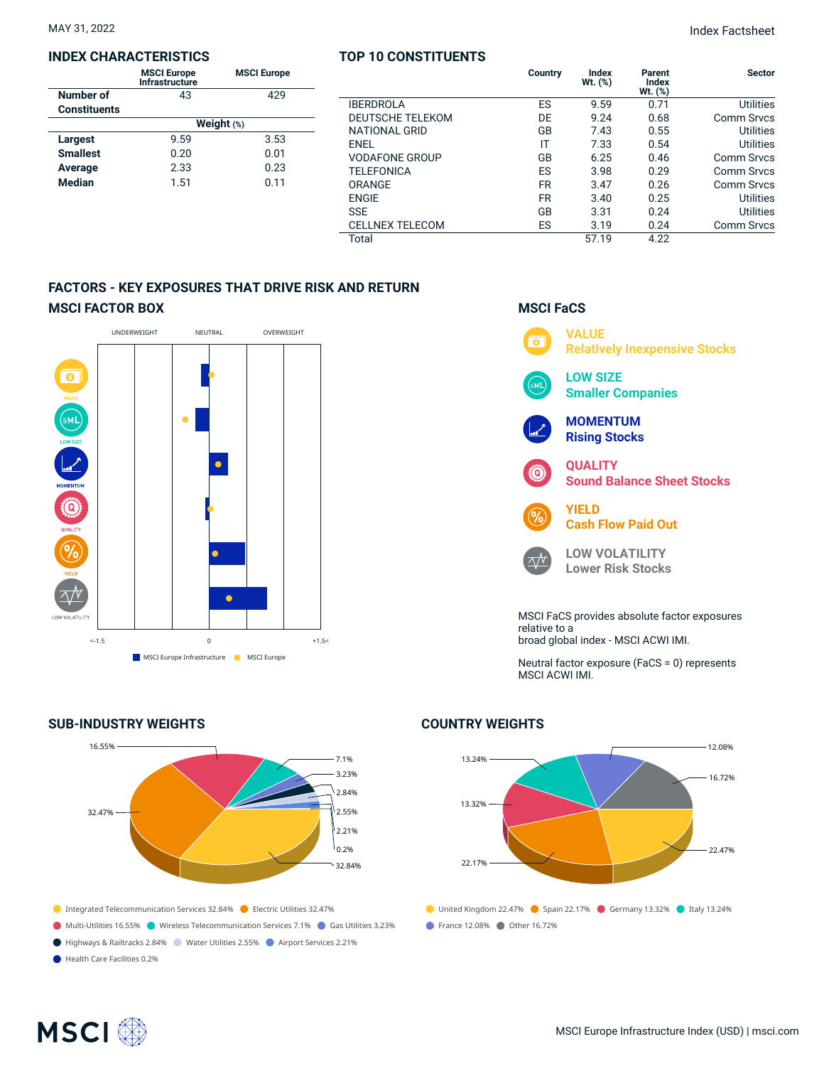MAY 31, 2022

## INDEX CHARACTERISTICS

| | MSCI Europe Infrastructure | MSCI Europe |
|---|---|---|
| Number of Constituents | 43 | 429 |
| | Weight (%) | |
| **Largest** | 9.59 | 3.53 |
| **Smallest** | 0.20 | 0.01 |
| **Average** | 2.33 | 0.23 |
| **Median** | 1.51 | 0.11 |

## TOP 10 CONSTITUENTS

| | Country | Index Wt. (%) | Parent Index Wt. (%) | Sector |
|---|---|---|---|---|
| IBERDROLA | ES | 9.59 | 0.71 | Utilities |
| DEUTSCHE TELEKOM | DE | 9.24 | 0.68 | Comm Srvcs |
| NATIONAL GRID | GB | 7.43 | 0.55 | Utilities |
| ENEL | IT | 7.33 | 0.54 | Utilities |
| VODAFONE GROUP | GB | 6.25 | 0.46 | Comm Srvcs |
| TELEFONICA | ES | 3.98 | 0.29 | Comm Srvcs |
| ORANGE | FR | 3.47 | 0.26 | Comm Srvcs |
| ENGIE | FR | 3.40 | 0.25 | Utilities |
| SSE | GB | 3.31 | 0.24 | Utilities |
| CELLNEX TELECOM | ES | 3.19 | 0.24 | Comm Srvcs |
| Total | | 57.19 | 4.22 | |

## FACTORS - KEY EXPOSURES THAT DRIVE RISK AND RETURN

### MSCI FACTOR BOX

UNDERWEIGHT NEUTRAL OVERWEIGHT

VALUE, LOW SIZE, MOMENTUM, QUALITY, YIELD, LOW VOLATILITY

<-1.5 0 +1.5<

MSCI Europe Infrastructure | MSCI Europe

### MSCI FaCS

**VALUE** Relatively Inexpensive Stocks

**LOW SIZE** Smaller Companies

**MOMENTUM** Rising Stocks

**QUALITY** Sound Balance Sheet Stocks

**YIELD** Cash Flow Paid Out

**LOW VOLATILITY** Lower Risk Stocks

MSCI FaCS provides absolute factor exposures relative to a broad global index - MSCI ACWI IMI.

Neutral factor exposure (FaCS = 0) represents MSCI ACWI IMI.

## SUB-INDUSTRY WEIGHTS

- Integrated Telecommunication Services 32.84%
- Electric Utilities 32.47%
- Multi-Utilities 16.55%
- Wireless Telecommunication Services 7.1%
- Gas Utilities 3.23%
- Highways & Railtracks 2.84%
- Water Utilities 2.55%
- Airport Services 2.21%
- Health Care Facilities 0.2%

## COUNTRY WEIGHTS

- United Kingdom 22.47%
- Spain 22.17%
- Germany 13.32%
- Italy 13.24%
- France 12.08%
- Other 16.72%

MSCI Europe Infrastructure Index (USD) | msci.com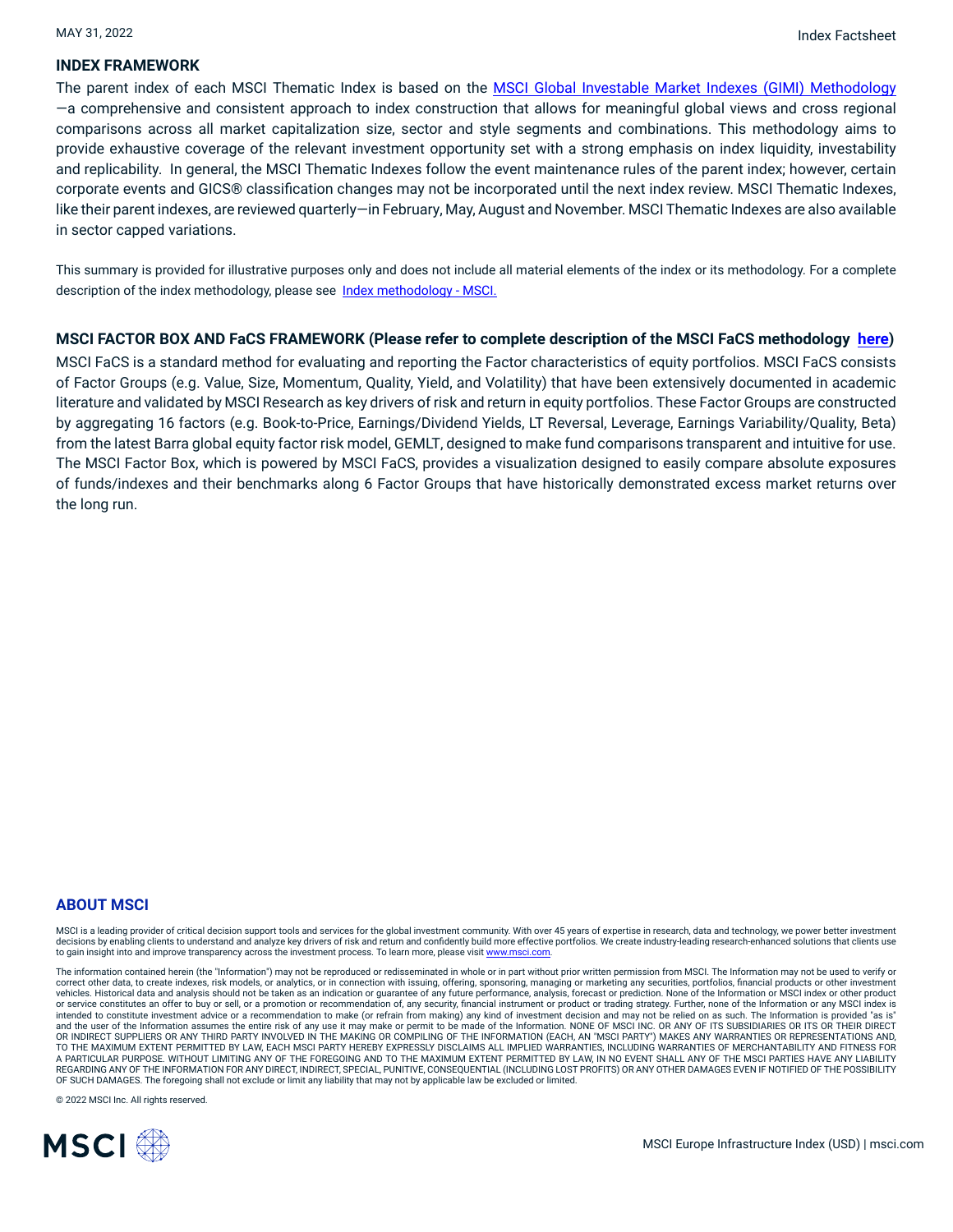## INDEX FRAMEWORK

The parent index of each MSCI Thematic Index is based on the [MSCI Global Investable Market Indexes (GIMI) Methodology](#)—a comprehensive and consistent approach to index construction that allows for meaningful global views and cross regional comparisons across all market capitalization size, sector and style segments and combinations. This methodology aims to provide exhaustive coverage of the relevant investment opportunity set with a strong emphasis on index liquidity, investability and replicability. In general, the MSCI Thematic Indexes follow the event maintenance rules of the parent index; however, certain corporate events and GICS® classification changes may not be incorporated until the next index review. MSCI Thematic Indexes, like their parent indexes, are reviewed quarterly—in February, May, August and November. MSCI Thematic Indexes are also available in sector capped variations.

This summary is provided for illustrative purposes only and does not include all material elements of the index or its methodology. For a complete description of the index methodology, please see [Index methodology - MSCI.](#)

## MSCI FACTOR BOX AND FaCS FRAMEWORK (Please refer to complete description of the MSCI FaCS methodology [here](#))

MSCI FaCS is a standard method for evaluating and reporting the Factor characteristics of equity portfolios. MSCI FaCS consists of Factor Groups (e.g. Value, Size, Momentum, Quality, Yield, and Volatility) that have been extensively documented in academic literature and validated by MSCI Research as key drivers of risk and return in equity portfolios. These Factor Groups are constructed by aggregating 16 factors (e.g. Book-to-Price, Earnings/Dividend Yields, LT Reversal, Leverage, Earnings Variability/Quality, Beta) from the latest Barra global equity factor risk model, GEMLT, designed to make fund comparisons transparent and intuitive for use. The MSCI Factor Box, which is powered by MSCI FaCS, provides a visualization designed to easily compare absolute exposures of funds/indexes and their benchmarks along 6 Factor Groups that have historically demonstrated excess market returns over the long run.

## ABOUT MSCI

MSCI is a leading provider of critical decision support tools and services for the global investment community. With over 45 years of expertise in research, data and technology, we power better investment decisions by enabling clients to understand and analyze key drivers of risk and return and confidently build more effective portfolios. We create industry-leading research-enhanced solutions that clients use to gain insight into and improve transparency across the investment process. To learn more, please visit [www.msci.com](#).

The information contained herein (the "Information") may not be reproduced or redisseminated in whole or in part without prior written permission from MSCI. The Information may not be used to verify or correct other data, to create indexes, risk models, or analytics, or in connection with issuing, offering, sponsoring, managing or marketing any securities, portfolios, financial products or other investment vehicles. Historical data and analysis should not be taken as an indication or guarantee of any future performance, analysis, forecast or prediction. None of the Information or MSCI index or other product or service constitutes an offer to buy or sell, or a promotion or recommendation of, any security, financial instrument or product or trading strategy. Further, none of the Information or any MSCI index is intended to constitute investment advice or a recommendation to make (or refrain from making) any kind of investment decision and may not be relied on as such. The Information is provided "as is" and the user of the Information assumes the entire risk of any use it may make or permit to be made of the Information. NONE OF MSCI INC. OR ANY OF ITS SUBSIDIARIES OR ITS OR THEIR DIRECT OR INDIRECT SUPPLIERS OR ANY THIRD PARTY INVOLVED IN THE MAKING OR COMPILING OF THE INFORMATION (EACH, AN "MSCI PARTY") MAKES ANY WARRANTIES OR REPRESENTATIONS AND, TO THE MAXIMUM EXTENT PERMITTED BY LAW, EACH MSCI PARTY HEREBY EXPRESSLY DISCLAIMS ALL IMPLIED WARRANTIES, INCLUDING WARRANTIES OF MERCHANTABILITY AND FITNESS FOR A PARTICULAR PURPOSE. WITHOUT LIMITING ANY OF THE FOREGOING AND TO THE MAXIMUM EXTENT PERMITTED BY LAW, IN NO EVENT SHALL ANY OF THE MSCI PARTIES HAVE ANY LIABILITY REGARDING ANY OF THE INFORMATION FOR ANY DIRECT, INDIRECT, SPECIAL, PUNITIVE, CONSEQUENTIAL (INCLUDING LOST PROFITS) OR ANY OTHER DAMAGES EVEN IF NOTIFIED OF THE POSSIBILITY OF SUCH DAMAGES. The foregoing shall not exclude or limit any liability that may not by applicable law be excluded or limited.

© 2022 MSCI Inc. All rights reserved.